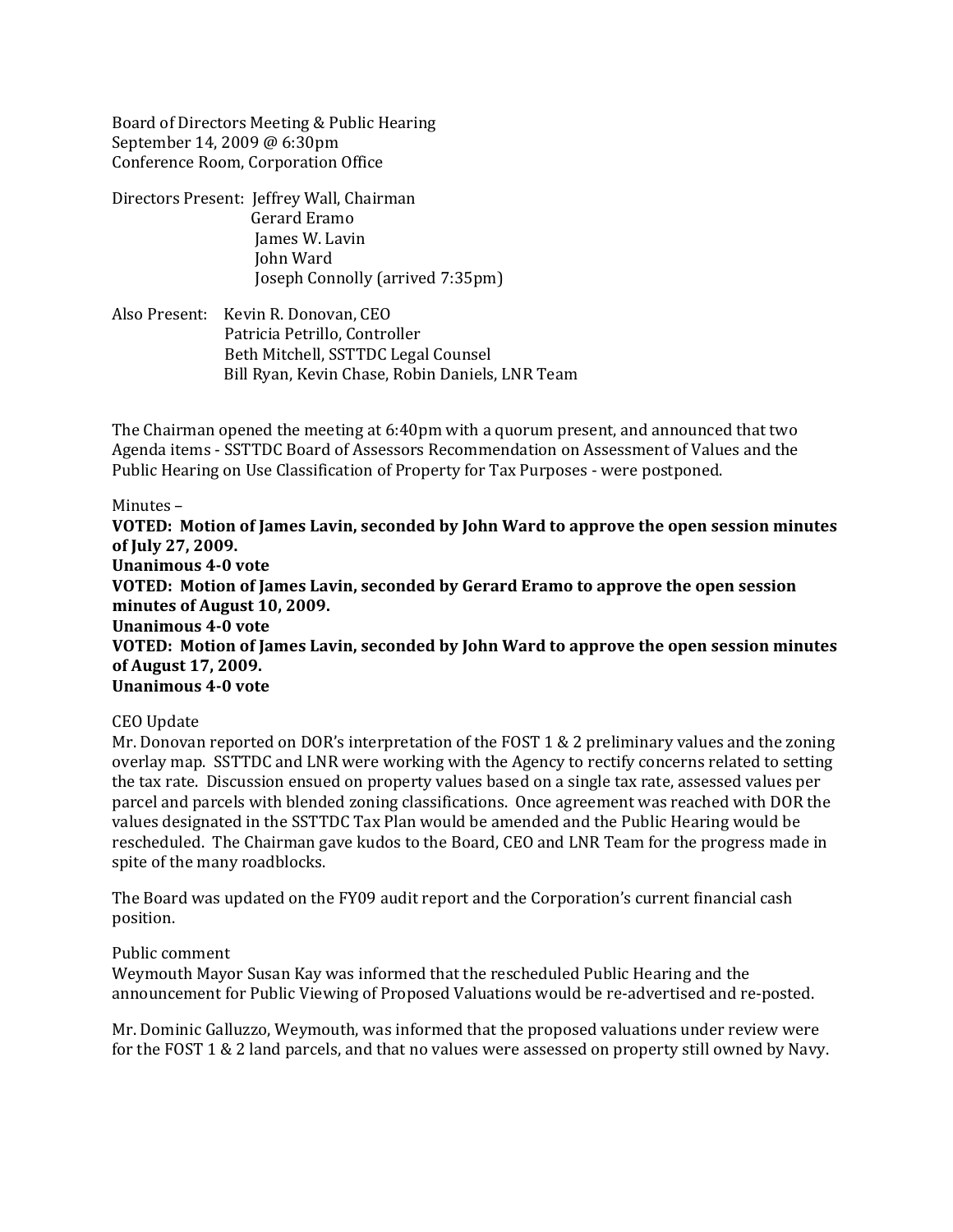Board of Directors Meeting & Public Hearing
September 14, 2009 @ 6:30pm
Conference Room, Corporation Office

Directors Present: Jeffrey Wall, Chairman
Gerard Eramo
James W. Lavin
John Ward
Joseph Connolly (arrived 7:35pm)

Also Present: Kevin R. Donovan, CEO
Patricia Petrillo, Controller
Beth Mitchell, SSTTDC Legal Counsel
Bill Ryan, Kevin Chase, Robin Daniels, LNR Team

The Chairman opened the meeting at 6:40pm with a quorum present, and announced that two Agenda items - SSTTDC Board of Assessors Recommendation on Assessment of Values and the Public Hearing on Use Classification of Property for Tax Purposes - were postponed.

Minutes –

**VOTED: Motion of James Lavin, seconded by John Ward to approve the open session minutes of July 27, 2009.**
**Unanimous 4-0 vote**
**VOTED: Motion of James Lavin, seconded by Gerard Eramo to approve the open session minutes of August 10, 2009.**
**Unanimous 4-0 vote**
**VOTED: Motion of James Lavin, seconded by John Ward to approve the open session minutes of August 17, 2009.**
**Unanimous 4-0 vote**

CEO Update

Mr. Donovan reported on DOR's interpretation of the FOST 1 & 2 preliminary values and the zoning overlay map. SSTTDC and LNR were working with the Agency to rectify concerns related to setting the tax rate. Discussion ensued on property values based on a single tax rate, assessed values per parcel and parcels with blended zoning classifications. Once agreement was reached with DOR the values designated in the SSTTDC Tax Plan would be amended and the Public Hearing would be rescheduled. The Chairman gave kudos to the Board, CEO and LNR Team for the progress made in spite of the many roadblocks.

The Board was updated on the FY09 audit report and the Corporation's current financial cash position.

Public comment

Weymouth Mayor Susan Kay was informed that the rescheduled Public Hearing and the announcement for Public Viewing of Proposed Valuations would be re-advertised and re-posted.

Mr. Dominic Galluzzo, Weymouth, was informed that the proposed valuations under review were for the FOST 1 & 2 land parcels, and that no values were assessed on property still owned by Navy.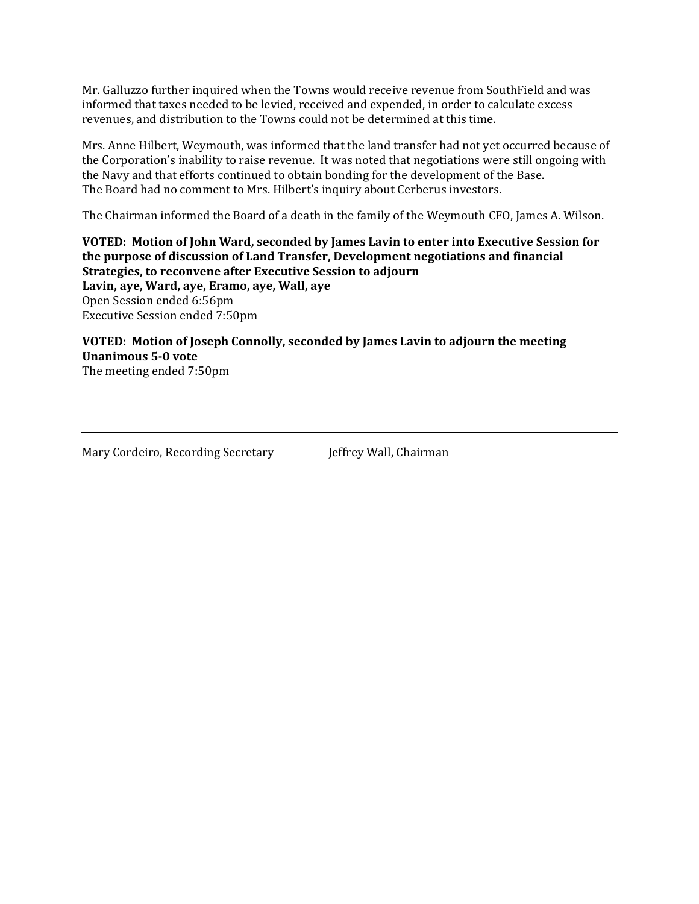Mr. Galluzzo further inquired when the Towns would receive revenue from SouthField and was informed that taxes needed to be levied, received and expended, in order to calculate excess revenues, and distribution to the Towns could not be determined at this time.

Mrs. Anne Hilbert, Weymouth, was informed that the land transfer had not yet occurred because of the Corporation's inability to raise revenue. It was noted that negotiations were still ongoing with the Navy and that efforts continued to obtain bonding for the development of the Base.
The Board had no comment to Mrs. Hilbert's inquiry about Cerberus investors.

The Chairman informed the Board of a death in the family of the Weymouth CFO, James A. Wilson.

**VOTED: Motion of John Ward, seconded by James Lavin to enter into Executive Session for the purpose of discussion of Land Transfer, Development negotiations and financial Strategies, to reconvene after Executive Session to adjourn**
**Lavin, aye, Ward, aye, Eramo, aye, Wall, aye**
Open Session ended 6:56pm
Executive Session ended 7:50pm

**VOTED: Motion of Joseph Connolly, seconded by James Lavin to adjourn the meeting**
**Unanimous 5-0 vote**
The meeting ended 7:50pm

---

Mary Cordeiro, Recording Secretary Jeffrey Wall, Chairman